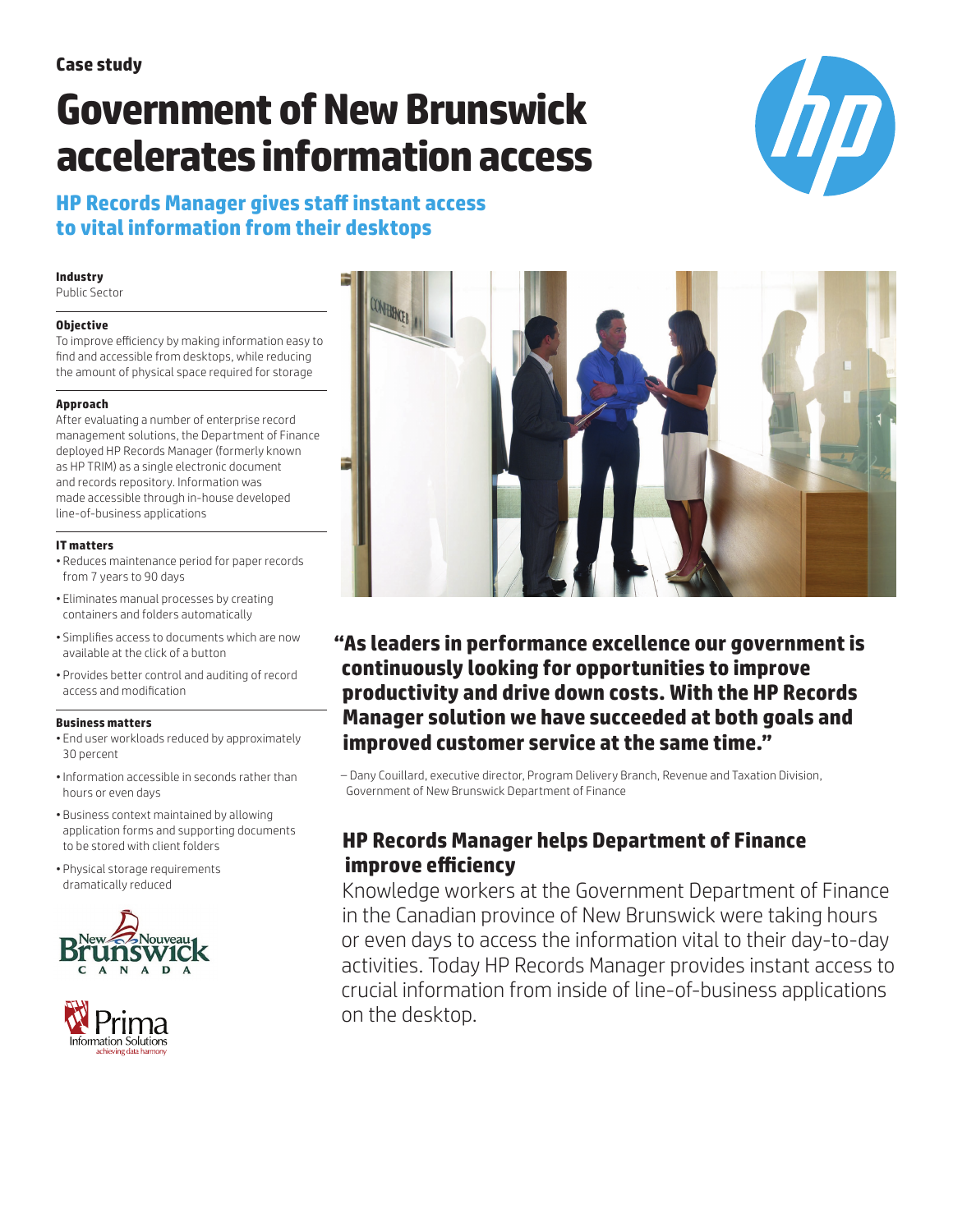**Case study**

# Government of New Brunswick accelerates information access

## HP Records Manager gives staff instant access to vital information from their desktops

**Industry**
Public Sector

**Objective**
To improve efficiency by making information easy to find and accessible from desktops, while reducing the amount of physical space required for storage

**Approach**
After evaluating a number of enterprise record management solutions, the Department of Finance deployed HP Records Manager (formerly known as HP TRIM) as a single electronic document and records repository. Information was made accessible through in-house developed line-of-business applications

**IT matters**

- Reduces maintenance period for paper records from 7 years to 90 days
- Eliminates manual processes by creating containers and folders automatically
- Simplifies access to documents which are now available at the click of a button
- Provides better control and auditing of record access and modification

**Business matters**

- End user workloads reduced by approximately 30 percent
- Information accessible in seconds rather than hours or even days
- Business context maintained by allowing application forms and supporting documents to be stored with client folders
- Physical storage requirements dramatically reduced

**"As leaders in performance excellence our government is continuously looking for opportunities to improve productivity and drive down costs. With the HP Records Manager solution we have succeeded at both goals and improved customer service at the same time."**

– Dany Couillard, executive director, Program Delivery Branch, Revenue and Taxation Division, Government of New Brunswick Department of Finance

## HP Records Manager helps Department of Finance improve efficiency

Knowledge workers at the Government Department of Finance in the Canadian province of New Brunswick were taking hours or even days to access the information vital to their day-to-day activities. Today HP Records Manager provides instant access to crucial information from inside of line-of-business applications on the desktop.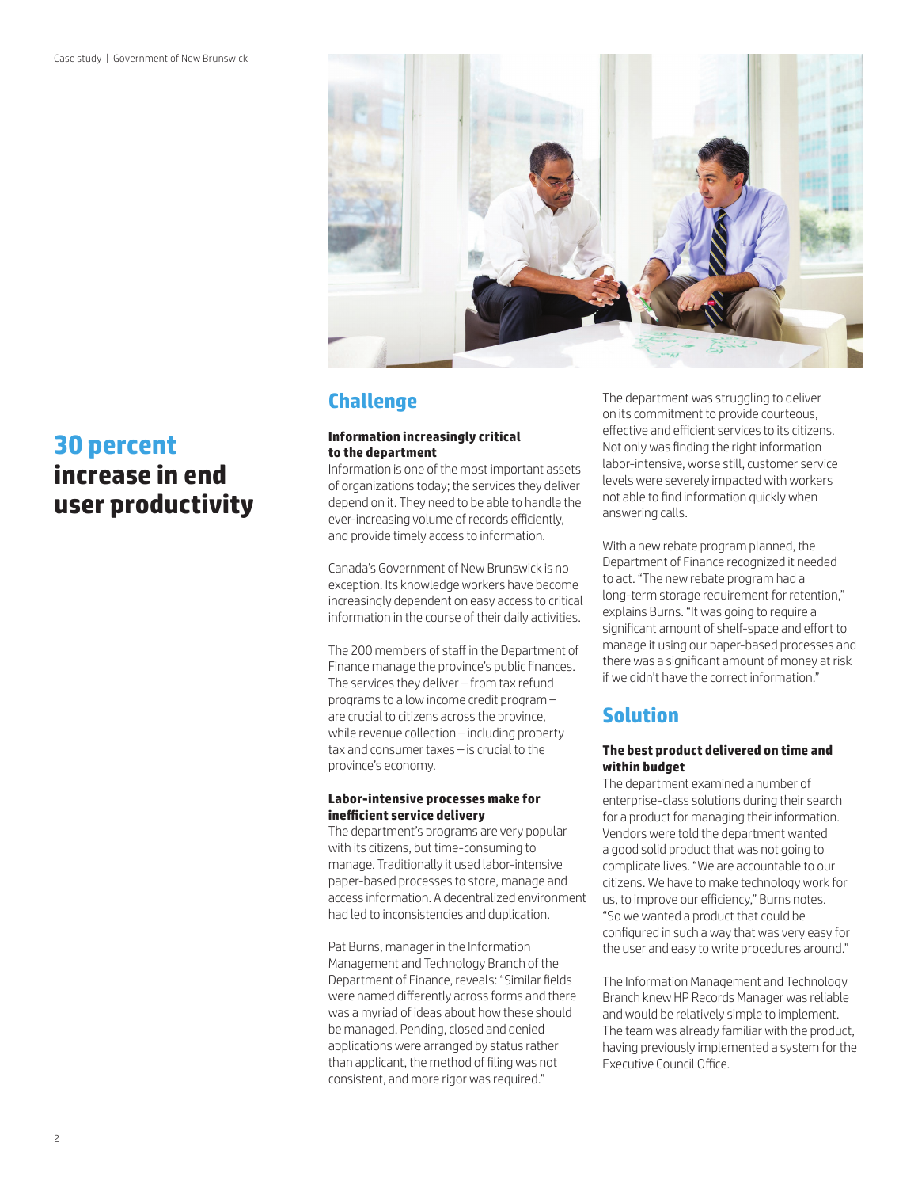**30 percent increase in end user productivity**

## Challenge

### Information increasingly critical to the department

Information is one of the most important assets of organizations today; the services they deliver depend on it. They need to be able to handle the ever-increasing volume of records efficiently, and provide timely access to information.

Canada's Government of New Brunswick is no exception. Its knowledge workers have become increasingly dependent on easy access to critical information in the course of their daily activities.

The 200 members of staff in the Department of Finance manage the province's public finances. The services they deliver – from tax refund programs to a low income credit program – are crucial to citizens across the province, while revenue collection – including property tax and consumer taxes – is crucial to the province's economy.

### Labor-intensive processes make for inefficient service delivery

The department's programs are very popular with its citizens, but time-consuming to manage. Traditionally it used labor-intensive paper-based processes to store, manage and access information. A decentralized environment had led to inconsistencies and duplication.

Pat Burns, manager in the Information Management and Technology Branch of the Department of Finance, reveals: "Similar fields were named differently across forms and there was a myriad of ideas about how these should be managed. Pending, closed and denied applications were arranged by status rather than applicant, the method of filing was not consistent, and more rigor was required."

The department was struggling to deliver on its commitment to provide courteous, effective and efficient services to its citizens. Not only was finding the right information labor-intensive, worse still, customer service levels were severely impacted with workers not able to find information quickly when answering calls.

With a new rebate program planned, the Department of Finance recognized it needed to act. "The new rebate program had a long-term storage requirement for retention," explains Burns. "It was going to require a significant amount of shelf-space and effort to manage it using our paper-based processes and there was a significant amount of money at risk if we didn't have the correct information."

## Solution

### The best product delivered on time and within budget

The department examined a number of enterprise-class solutions during their search for a product for managing their information. Vendors were told the department wanted a good solid product that was not going to complicate lives. "We are accountable to our citizens. We have to make technology work for us, to improve our efficiency," Burns notes. "So we wanted a product that could be configured in such a way that was very easy for the user and easy to write procedures around."

The Information Management and Technology Branch knew HP Records Manager was reliable and would be relatively simple to implement. The team was already familiar with the product, having previously implemented a system for the Executive Council Office.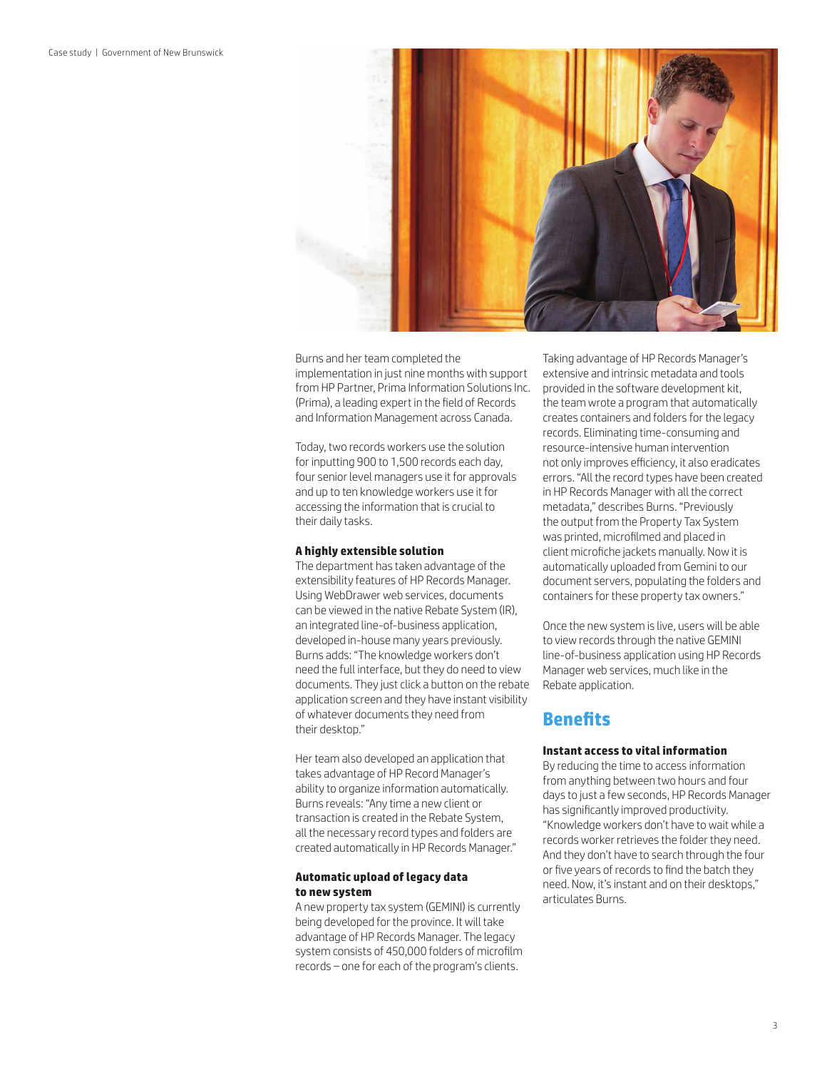Burns and her team completed the implementation in just nine months with support from HP Partner, Prima Information Solutions Inc. (Prima), a leading expert in the field of Records and Information Management across Canada.

Today, two records workers use the solution for inputting 900 to 1,500 records each day, four senior level managers use it for approvals and up to ten knowledge workers use it for accessing the information that is crucial to their daily tasks.

**A highly extensible solution**

The department has taken advantage of the extensibility features of HP Records Manager. Using WebDrawer web services, documents can be viewed in the native Rebate System (IR), an integrated line-of-business application, developed in-house many years previously. Burns adds: "The knowledge workers don't need the full interface, but they do need to view documents. They just click a button on the rebate application screen and they have instant visibility of whatever documents they need from their desktop."

Her team also developed an application that takes advantage of HP Record Manager's ability to organize information automatically. Burns reveals: "Any time a new client or transaction is created in the Rebate System, all the necessary record types and folders are created automatically in HP Records Manager."

**Automatic upload of legacy data to new system**

A new property tax system (GEMINI) is currently being developed for the province. It will take advantage of HP Records Manager. The legacy system consists of 450,000 folders of microfilm records – one for each of the program's clients.

Taking advantage of HP Records Manager's extensive and intrinsic metadata and tools provided in the software development kit, the team wrote a program that automatically creates containers and folders for the legacy records. Eliminating time-consuming and resource-intensive human intervention not only improves efficiency, it also eradicates errors. "All the record types have been created in HP Records Manager with all the correct metadata," describes Burns. "Previously the output from the Property Tax System was printed, microfilmed and placed in client microfiche jackets manually. Now it is automatically uploaded from Gemini to our document servers, populating the folders and containers for these property tax owners."

Once the new system is live, users will be able to view records through the native GEMINI line-of-business application using HP Records Manager web services, much like in the Rebate application.

## Benefits

**Instant access to vital information**

By reducing the time to access information from anything between two hours and four days to just a few seconds, HP Records Manager has significantly improved productivity. "Knowledge workers don't have to wait while a records worker retrieves the folder they need. And they don't have to search through the four or five years of records to find the batch they need. Now, it's instant and on their desktops," articulates Burns.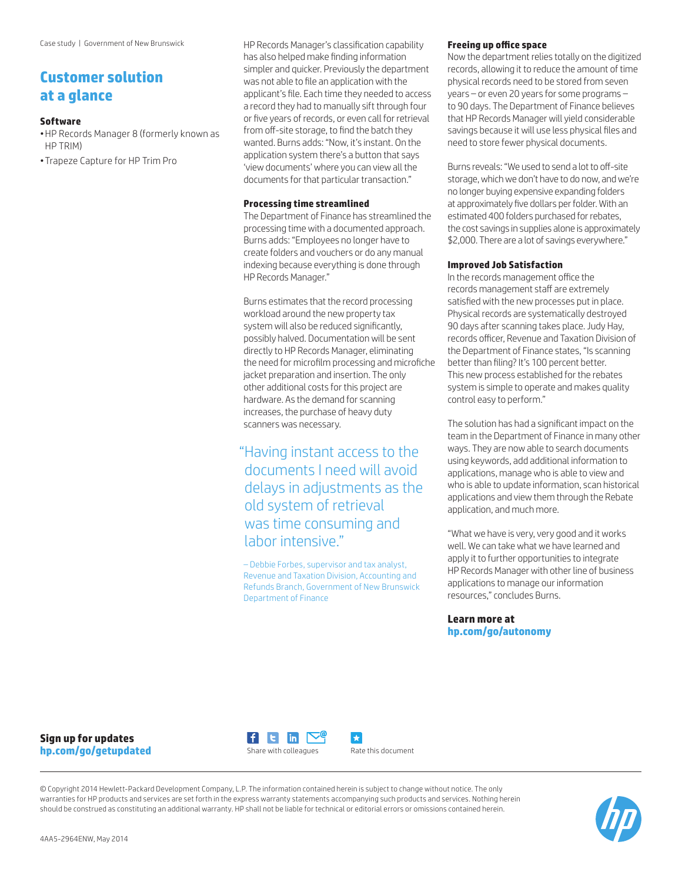## Customer solution at a glance

### Software

- HP Records Manager 8 (formerly known as HP TRIM)
- Trapeze Capture for HP Trim Pro

HP Records Manager's classification capability has also helped make finding information simpler and quicker. Previously the department was not able to file an application with the applicant's file. Each time they needed to access a record they had to manually sift through four or five years of records, or even call for retrieval from off-site storage, to find the batch they wanted. Burns adds: "Now, it's instant. On the application system there's a button that says 'view documents' where you can view all the documents for that particular transaction."

### Processing time streamlined

The Department of Finance has streamlined the processing time with a documented approach. Burns adds: "Employees no longer have to create folders and vouchers or do any manual indexing because everything is done through HP Records Manager."

Burns estimates that the record processing workload around the new property tax system will also be reduced significantly, possibly halved. Documentation will be sent directly to HP Records Manager, eliminating the need for microfilm processing and microfiche jacket preparation and insertion. The only other additional costs for this project are hardware. As the demand for scanning increases, the purchase of heavy duty scanners was necessary.

"Having instant access to the documents I need will avoid delays in adjustments as the old system of retrieval was time consuming and labor intensive."

– Debbie Forbes, supervisor and tax analyst, Revenue and Taxation Division, Accounting and Refunds Branch, Government of New Brunswick Department of Finance

### Freeing up office space

Now the department relies totally on the digitized records, allowing it to reduce the amount of time physical records need to be stored from seven years – or even 20 years for some programs – to 90 days. The Department of Finance believes that HP Records Manager will yield considerable savings because it will use less physical files and need to store fewer physical documents.

Burns reveals: "We used to send a lot to off-site storage, which we don't have to do now, and we're no longer buying expensive expanding folders at approximately five dollars per folder. With an estimated 400 folders purchased for rebates, the cost savings in supplies alone is approximately $2,000. There are a lot of savings everywhere."

### Improved Job Satisfaction

In the records management office the records management staff are extremely satisfied with the new processes put in place. Physical records are systematically destroyed 90 days after scanning takes place. Judy Hay, records officer, Revenue and Taxation Division of the Department of Finance states, "Is scanning better than filing? It's 100 percent better. This new process established for the rebates system is simple to operate and makes quality control easy to perform."

The solution has had a significant impact on the team in the Department of Finance in many other ways. They are now able to search documents using keywords, add additional information to applications, manage who is able to view and who is able to update information, scan historical applications and view them through the Rebate application, and much more.

"What we have is very, very good and it works well. We can take what we have learned and apply it to further opportunities to integrate HP Records Manager with other line of business applications to manage our information resources," concludes Burns.

**Learn more at**
**hp.com/go/autonomy**

**Sign up for updates**
**hp.com/go/getupdated**

Share with colleagues

Rate this document

© Copyright 2014 Hewlett-Packard Development Company, L.P. The information contained herein is subject to change without notice. The only warranties for HP products and services are set forth in the express warranty statements accompanying such products and services. Nothing herein should be construed as constituting an additional warranty. HP shall not be liable for technical or editorial errors or omissions contained herein.

4AA5-2964ENW, May 2014